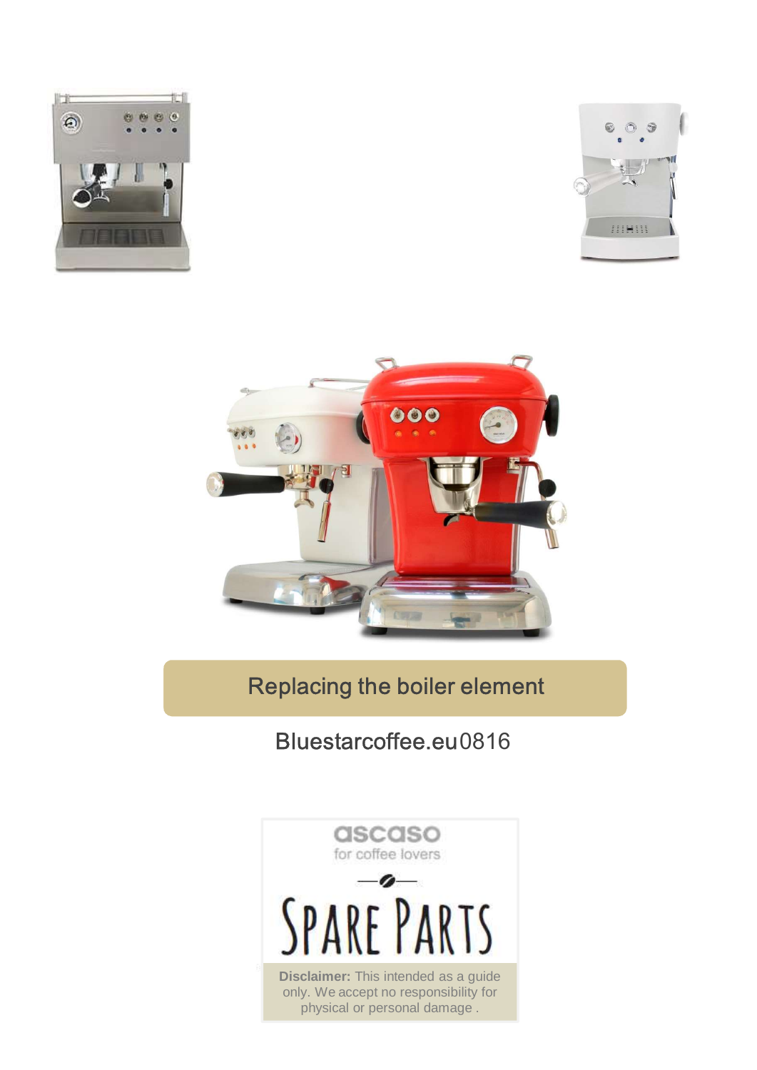# Replacing the boiler element

Bluestarcoffee.eu0816

ascaso
for coffee lovers

SPARE PARTS

**Disclaimer:** This intended as a guide only. We accept no responsibility for physical or personal damage .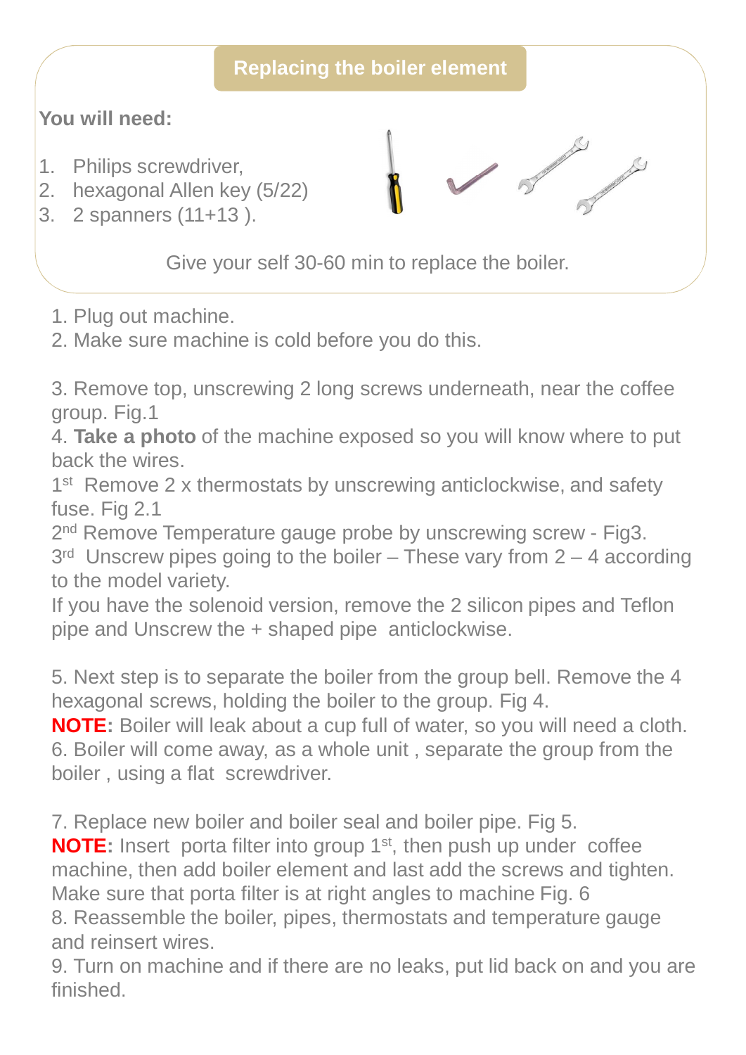## Replacing the boiler element

**You will need:**

1. Philips screwdriver,
2. hexagonal Allen key (5/22)
3. 2 spanners (11+13 ).

Give your self 30-60 min to replace the boiler.

1. Plug out machine.
2. Make sure machine is cold before you do this.

3. Remove top, unscrewing 2 long screws underneath, near the coffee group. Fig.1

4. **Take a photo** of the machine exposed so you will know where to put back the wires.

1st Remove 2 x thermostats by unscrewing anticlockwise, and safety fuse. Fig 2.1

2nd Remove Temperature gauge probe by unscrewing screw - Fig3.

3rd Unscrew pipes going to the boiler – These vary from 2 – 4 according to the model variety.

If you have the solenoid version, remove the 2 silicon pipes and Teflon pipe and Unscrew the + shaped pipe anticlockwise.

5. Next step is to separate the boiler from the group bell. Remove the 4 hexagonal screws, holding the boiler to the group. Fig 4.

**NOTE:** Boiler will leak about a cup full of water, so you will need a cloth.

6. Boiler will come away, as a whole unit , separate the group from the boiler , using a flat screwdriver.

7. Replace new boiler and boiler seal and boiler pipe. Fig 5.

**NOTE:** Insert porta filter into group 1st, then push up under coffee machine, then add boiler element and last add the screws and tighten. Make sure that porta filter is at right angles to machine Fig. 6

8. Reassemble the boiler, pipes, thermostats and temperature gauge and reinsert wires.

9. Turn on machine and if there are no leaks, put lid back on and you are finished.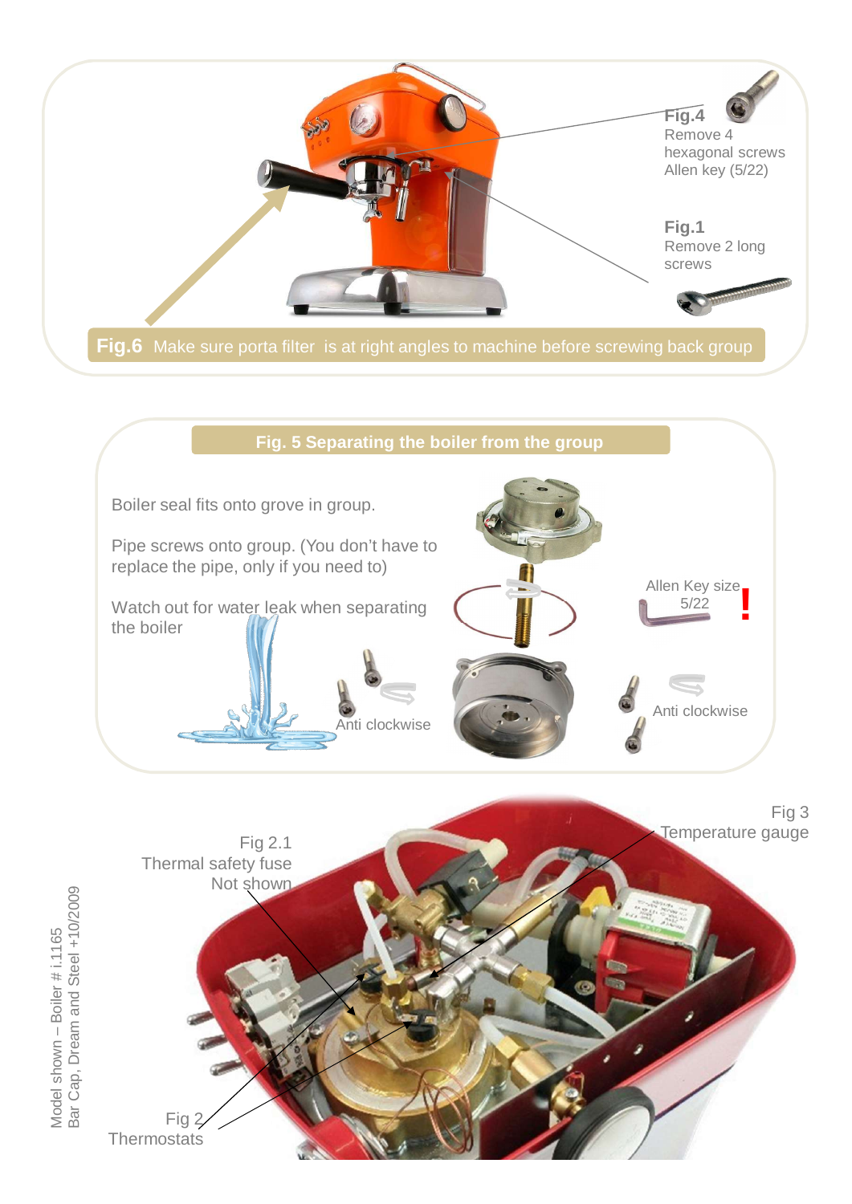**Fig.4**
Remove 4 hexagonal screws
Allen key (5/22)

**Fig.1**
Remove 2 long screws

**Fig.6** Make sure porta filter is at right angles to machine before screwing back group

## Fig. 5 Separating the boiler from the group

Boiler seal fits onto grove in group.

Pipe screws onto group. (You don't have to replace the pipe, only if you need to)

Watch out for water leak when separating the boiler

Anti clockwise

Allen Key size 5/22 !

Anti clockwise

Fig 2.1
Thermal safety fuse
Not shown

Fig 3
Temperature gauge

Fig 2
Thermostats

Model shown – Boiler # i.1165
Bar Cap, Dream and Steel +10/2009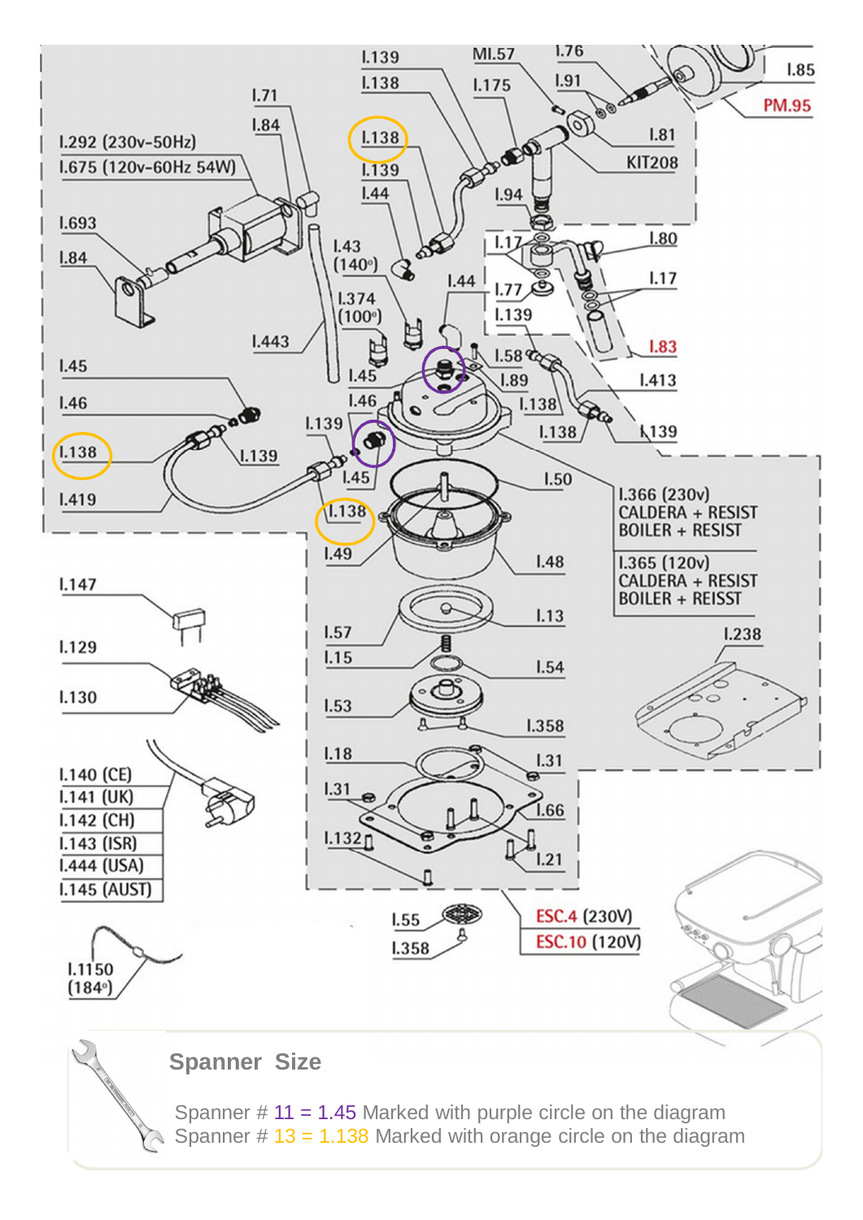## Spanner Size

Spanner # 11 = I.45 Marked with purple circle on the diagram
Spanner # 13 = I.138 Marked with orange circle on the diagram